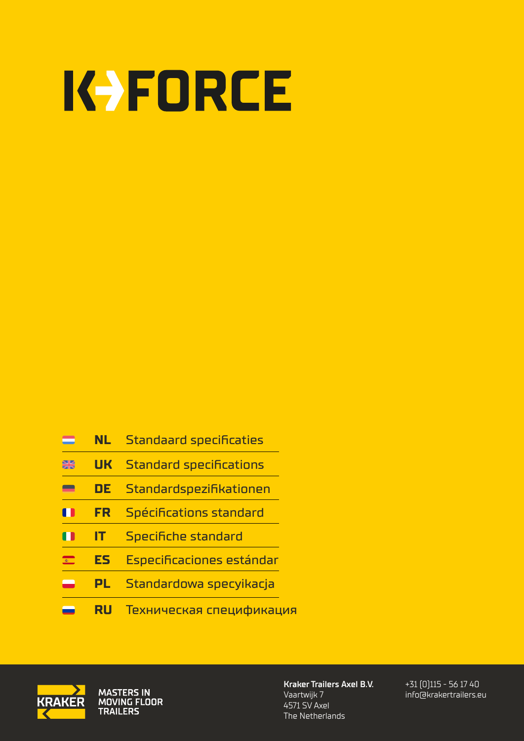# K-FORCE

| | |
|---|---|
| **NL** | Standaard specificaties |
| **UK** | Standard specifications |
| **DE** | Standardspezifikationen |
| **FR** | Spécifications standard |
| **IT** | Specifiche standard |
| **ES** | Especificaciones estándar |
| **PL** | Standardowa specyikacja |
| **RU** | Техническая спецификация |

KRAKER

MASTERS IN MOVING FLOOR TRAILERS

**Kraker Trailers Axel B.V.**
Vaartwijk 7
4571 SV Axel
The Netherlands

+31 (0)115 - 56 17 40
info@krakertrailers.eu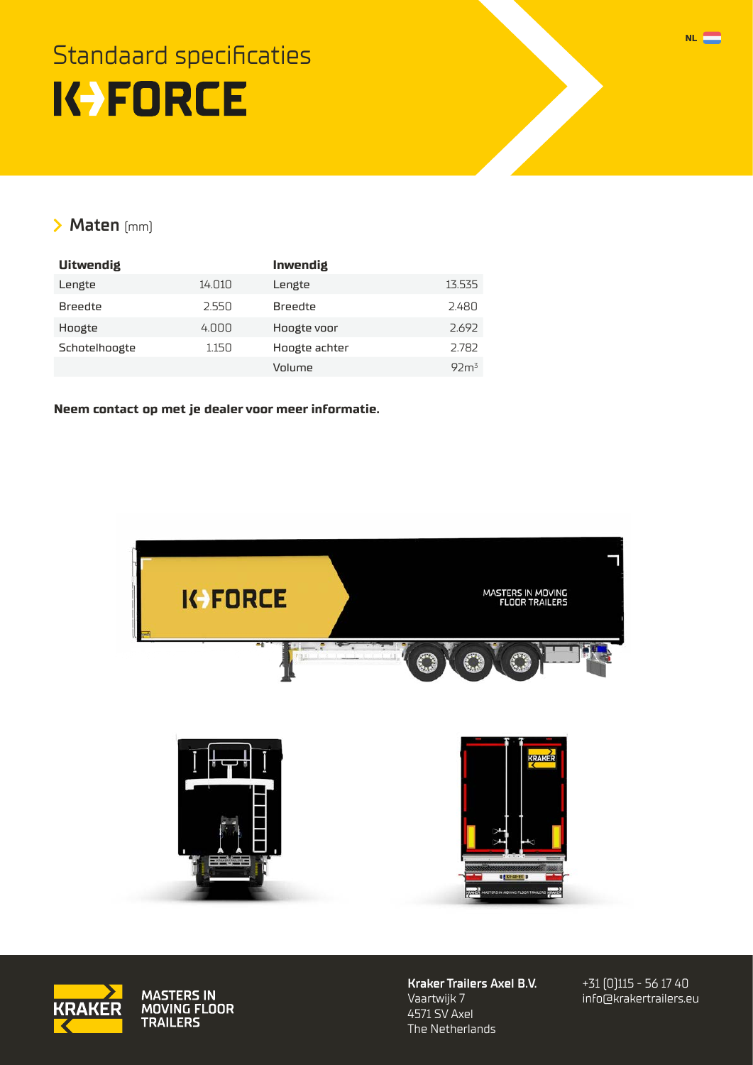# Standaard specificaties

# K-FORCE

## Maten (mm)

| Uitwendig | | Inwendig | |
|---|---|---|---|
| Lengte | 14.010 | Lengte | 13.535 |
| Breedte | 2.550 | Breedte | 2.480 |
| Hoogte | 4.000 | Hoogte voor | 2.692 |
| Schotelhoogte | 1.150 | Hoogte achter | 2.782 |
| | | Volume | 92m³ |

**Neem contact op met je dealer voor meer informatie.**

MASTERS IN MOVING FLOOR TRAILERS

**Kraker Trailers Axel B.V.**
Vaartwijk 7
4571 SV Axel
The Netherlands

+31 (0)115 - 56 17 40
info@krakertrailers.eu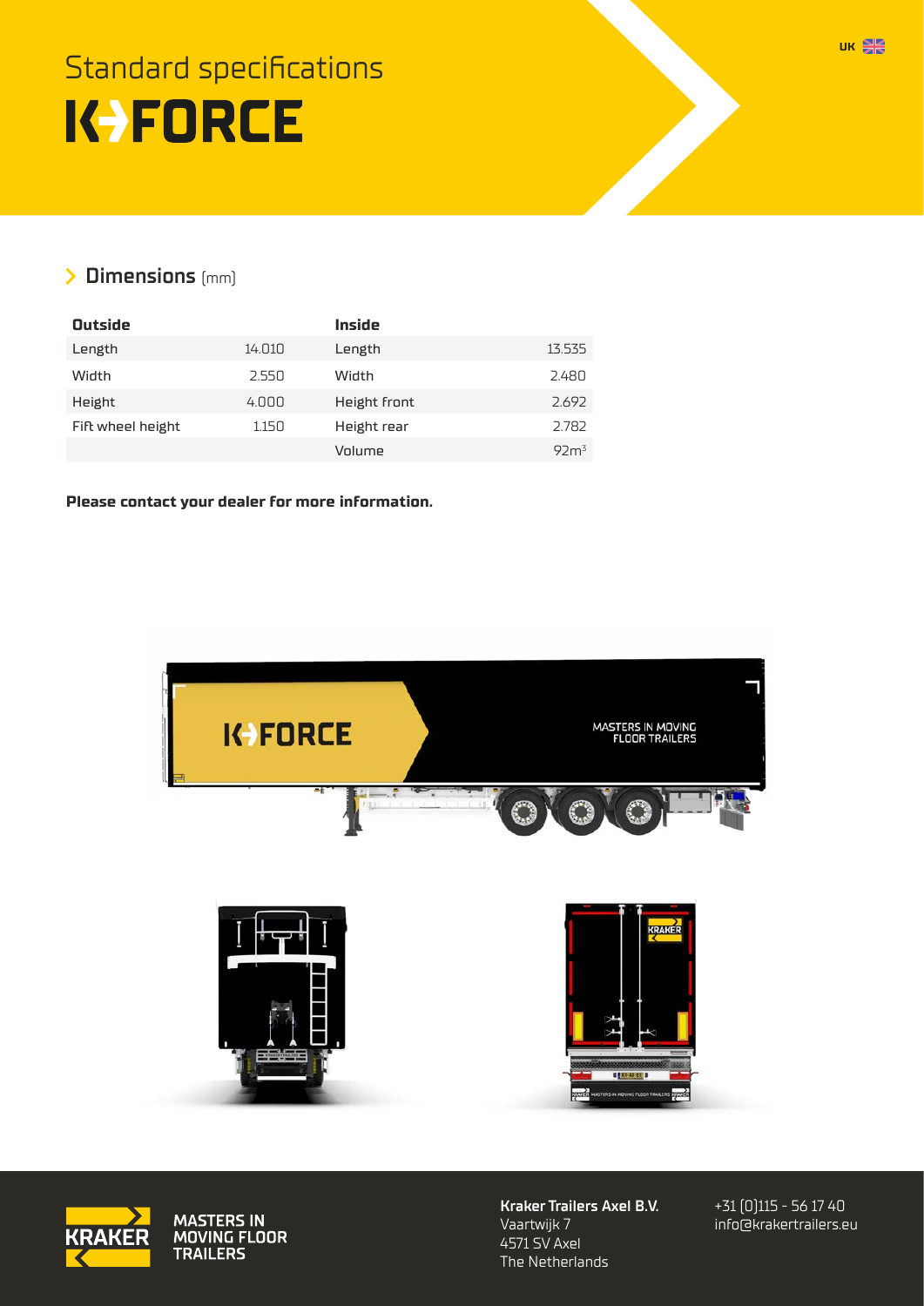UK

# Standard specifications

# K FORCE

## Dimensions (mm)

| Outside | | Inside | |
|---|---|---|---|
| Length | 14.010 | Length | 13.535 |
| Width | 2.550 | Width | 2.480 |
| Height | 4.000 | Height front | 2.692 |
| Fift wheel height | 1.150 | Height rear | 2.782 |
| | | Volume | 92m³ |

**Please contact your dealer for more information.**

KRAKER MASTERS IN MOVING FLOOR TRAILERS

**Kraker Trailers Axel B.V.**
Vaartwijk 7
4571 SV Axel
The Netherlands

+31 (0)115 - 56 17 40
info@krakertrailers.eu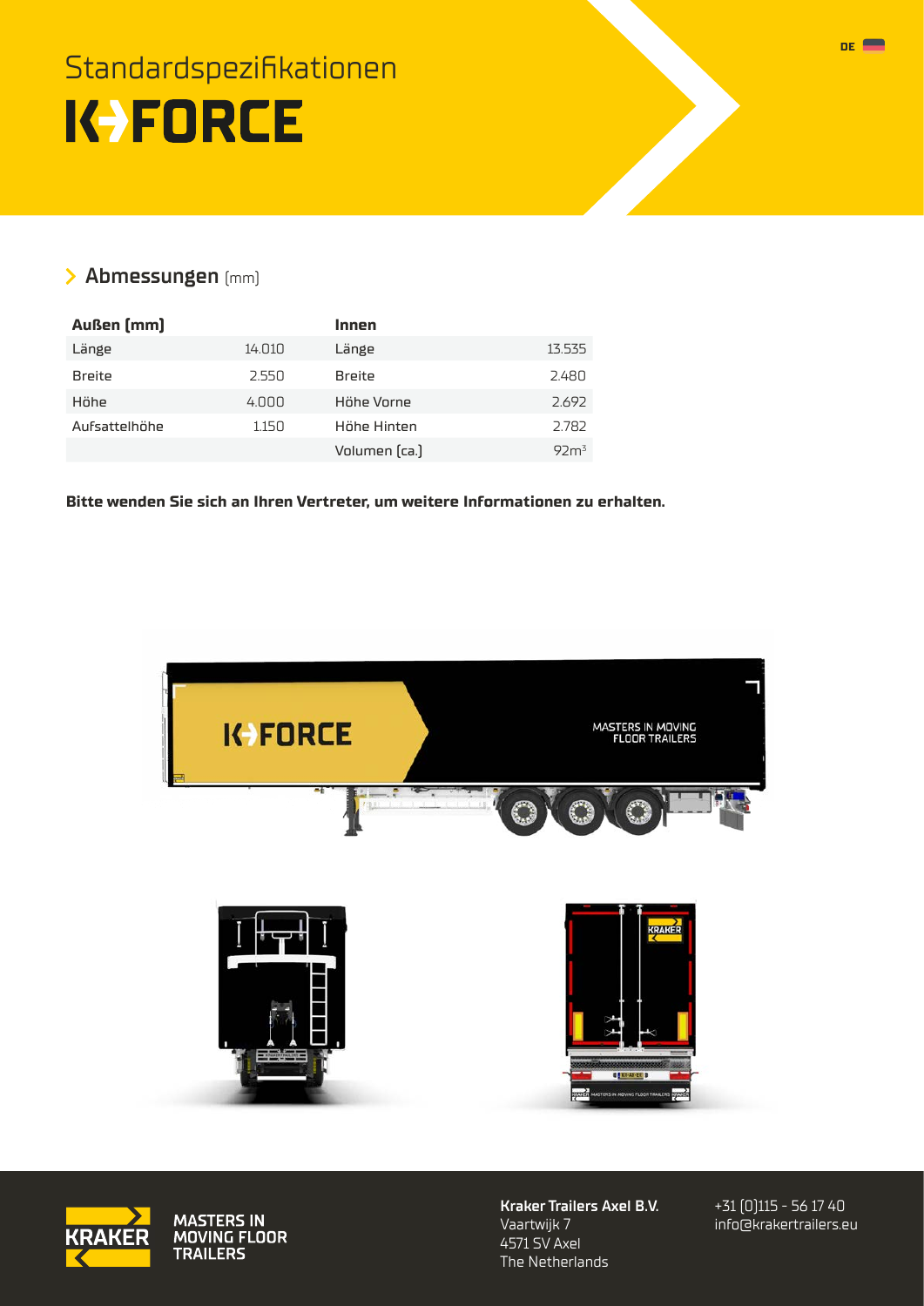# Standardspezifikationen

# K-FORCE

## Abmessungen (mm)

| **Außen (mm)** | | **Innen** | |
|---|---|---|---|
| Länge | 14.010 | Länge | 13.535 |
| Breite | 2.550 | Breite | 2.480 |
| Höhe | 4.000 | Höhe Vorne | 2.692 |
| Aufsattelhöhe | 1.150 | Höhe Hinten | 2.782 |
| | | Volumen (ca.) | 92m³ |

**Bitte wenden Sie sich an Ihren Vertreter, um weitere Informationen zu erhalten.**

KRAKER
MASTERS IN MOVING FLOOR TRAILERS

**Kraker Trailers Axel B.V.**
Vaartwijk 7
4571 SV Axel
The Netherlands

+31 (0)115 - 56 17 40
info@krakertrailers.eu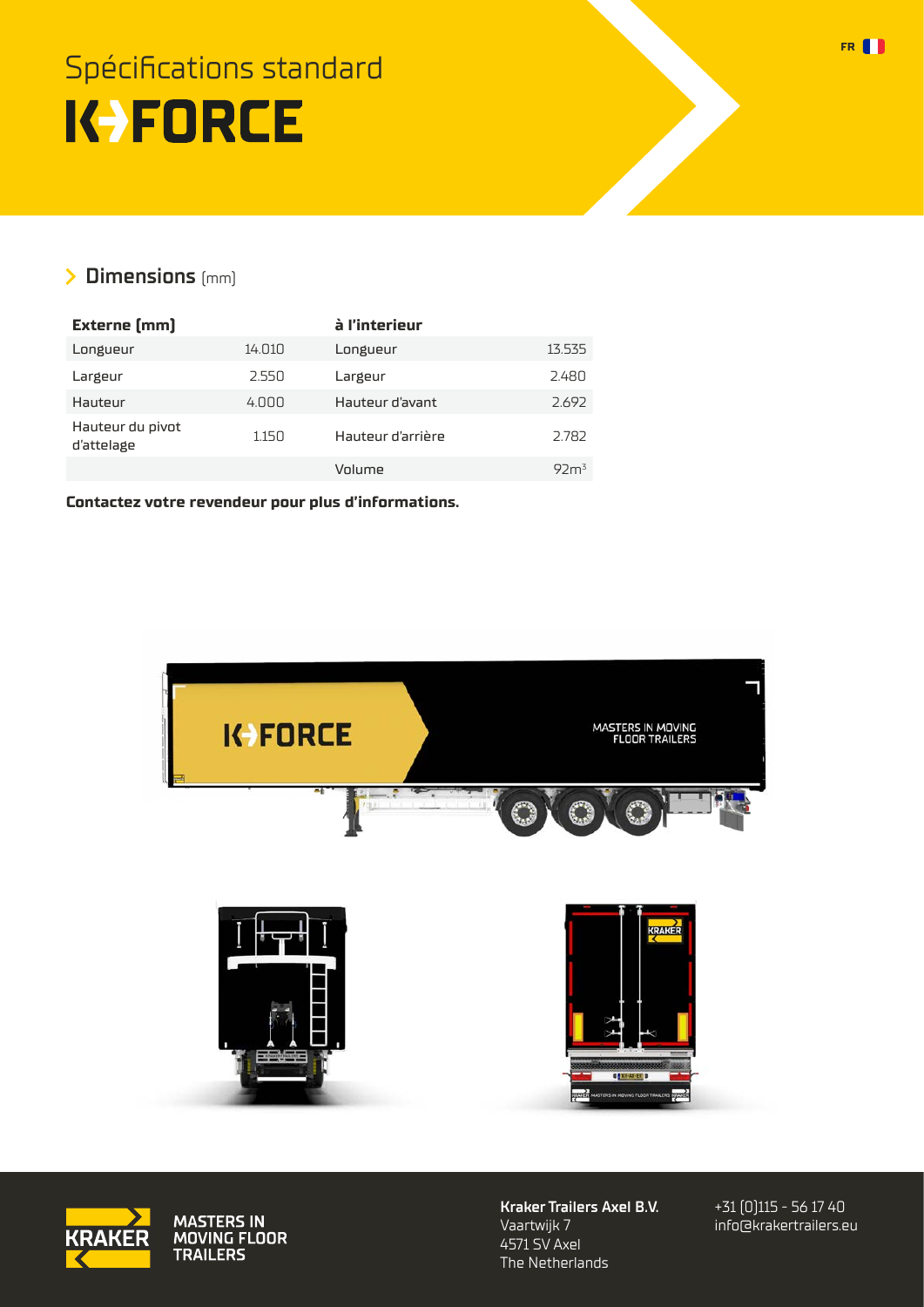# Spécifications standard

# K-FORCE

## Dimensions (mm)

| Externe (mm) | | à l'interieur | |
|---|---|---|---|
| Longueur | 14.010 | Longueur | 13.535 |
| Largeur | 2.550 | Largeur | 2.480 |
| Hauteur | 4.000 | Hauteur d'avant | 2.692 |
| Hauteur du pivot d'attelage | 1.150 | Hauteur d'arrière | 2.782 |
| | | Volume | 92m³ |

**Contactez votre revendeur pour plus d'informations.**

KRAKER MASTERS IN MOVING FLOOR TRAILERS

**Kraker Trailers Axel B.V.**
Vaartwijk 7
4571 SV Axel
The Netherlands

+31 (0)115 - 56 17 40
info@krakertrailers.eu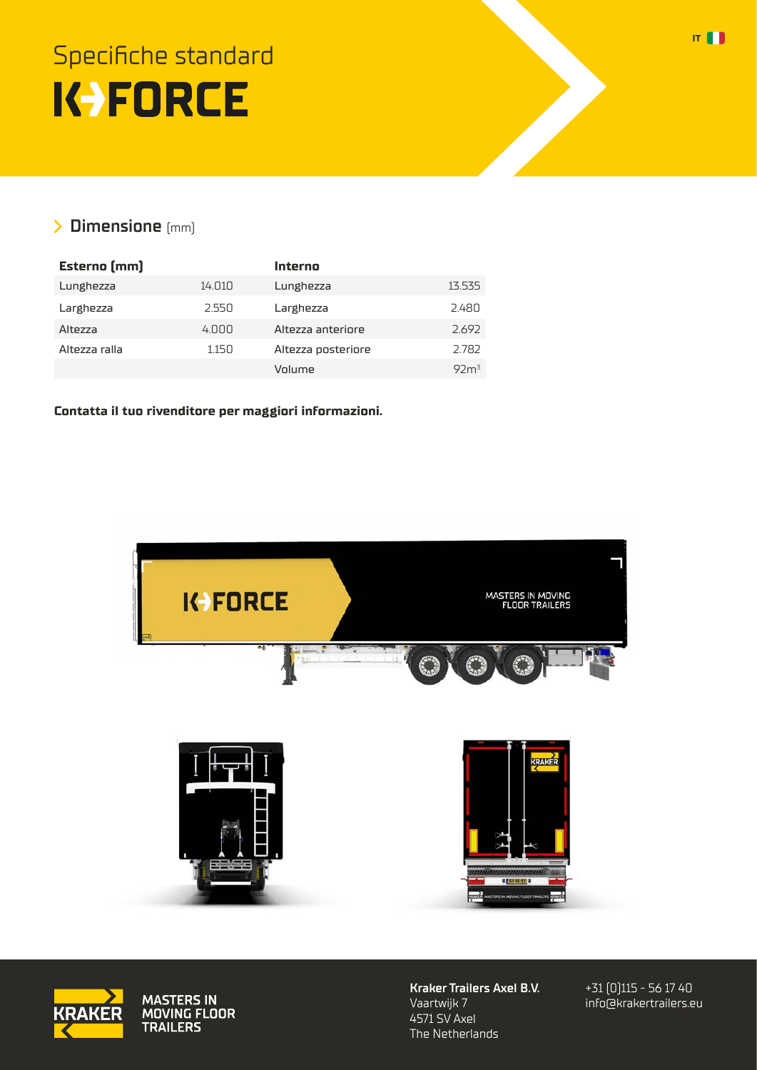# Specifiche standard

# K-FORCE

## Dimensione (mm)

| Esterno (mm) | | Interno | |
|---|---|---|---|
| Lunghezza | 14.010 | Lunghezza | 13.535 |
| Larghezza | 2.550 | Larghezza | 2.480 |
| Altezza | 4.000 | Altezza anteriore | 2.692 |
| Altezza ralla | 1.150 | Altezza posteriore | 2.782 |
| | | Volume | $92m^3$ |

**Contatta il tuo rivenditore per maggiori informazioni.**

MASTERS IN MOVING FLOOR TRAILERS

**Kraker Trailers Axel B.V.**
Vaartwijk 7
4571 SV Axel
The Netherlands

+31 (0)115 - 56 17 40
info@krakertrailers.eu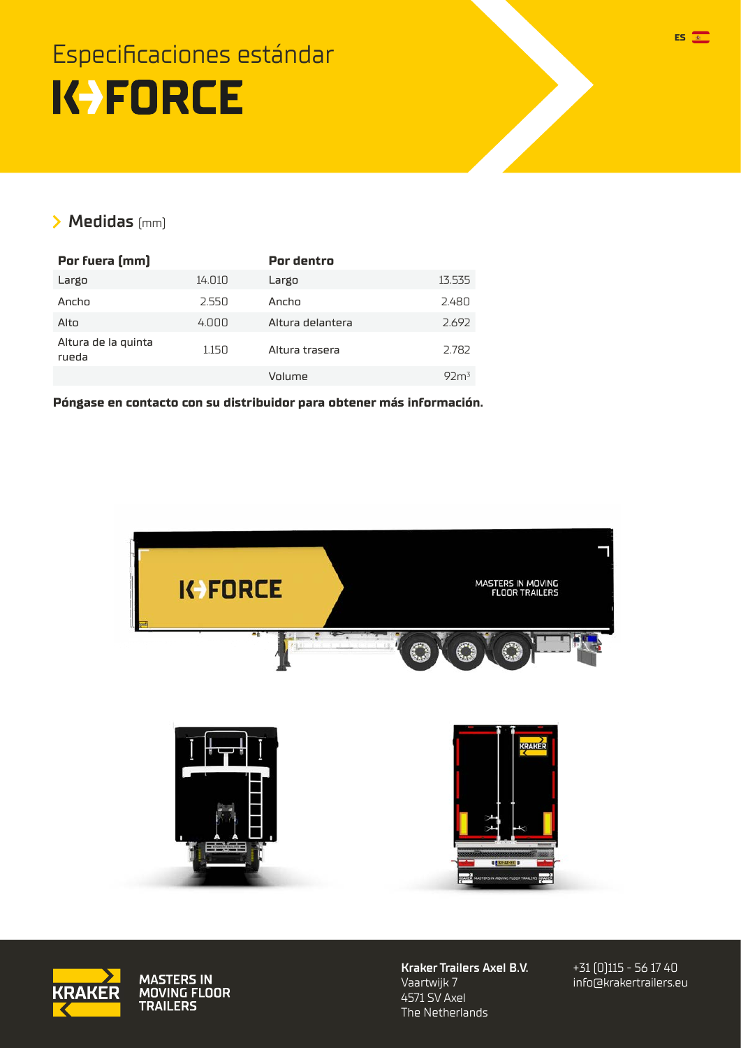# Especificaciones estándar

# K-FORCE

## Medidas (mm)

| Por fuera (mm) | | Por dentro | |
|---|---|---|---|
| Largo | 14.010 | Largo | 13.535 |
| Ancho | 2.550 | Ancho | 2.480 |
| Alto | 4.000 | Altura delantera | 2.692 |
| Altura de la quinta rueda | 1.150 | Altura trasera | 2.782 |
| | | Volume | 92m³ |

**Póngase en contacto con su distribuidor para obtener más información.**

**Kraker Trailers Axel B.V.**
Vaartwijk 7
4571 SV Axel
The Netherlands

+31 (0)115 - 56 17 40
info@krakertrailers.eu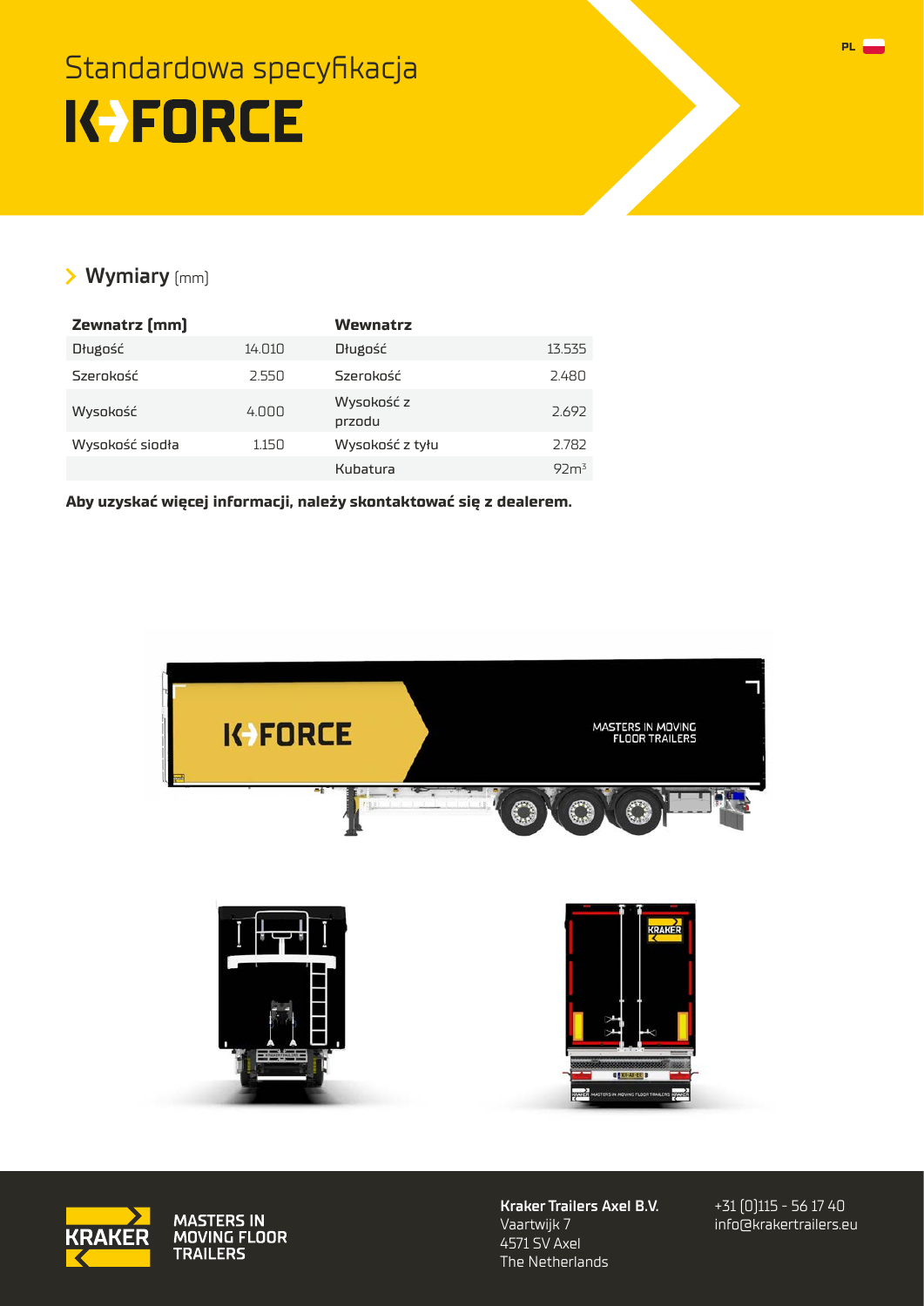# Standardowa specyfikacja

# K FORCE

## Wymiary (mm)

| Zewnatrz (mm) | | Wewnatrz | |
|---|---|---|---|
| Długość | 14.010 | Długość | 13.535 |
| Szerokość | 2.550 | Szerokość | 2.480 |
| Wysokość | 4.000 | Wysokość z przodu | 2.692 |
| Wysokość siodła | 1.150 | Wysokość z tyłu | 2.782 |
| | | Kubatura | $92m^3$ |

**Aby uzyskać więcej informacji, należy skontaktować się z dealerem.**

MASTERS IN MOVING FLOOR TRAILERS

**Kraker Trailers Axel B.V.**
Vaartwijk 7
4571 SV Axel
The Netherlands

+31 (0)115 - 56 17 40
info@krakertrailers.eu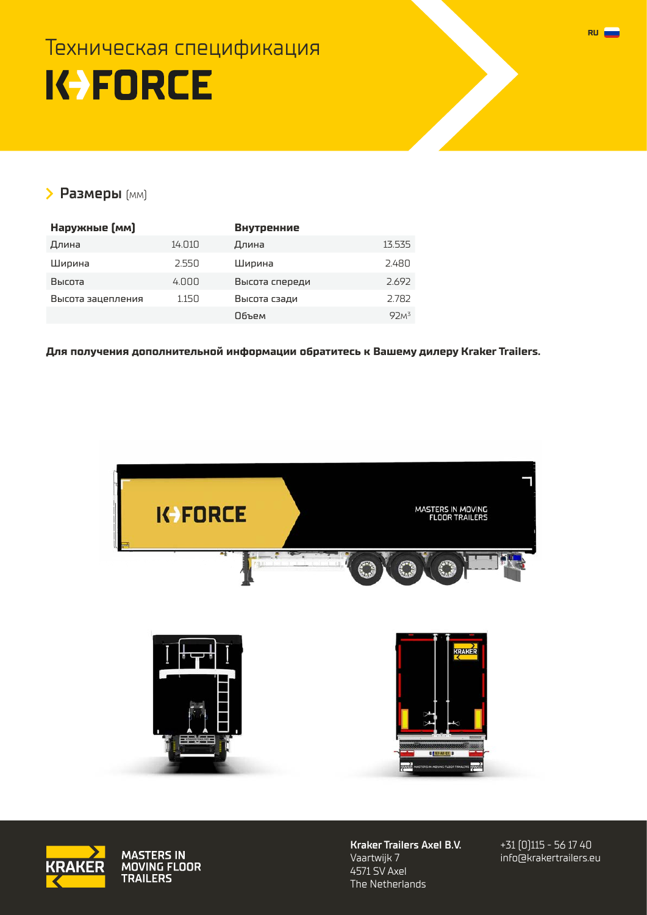# Техническая спецификация

# K-FORCE

## Размеры (мм)

| Наружные (мм) | | Внутренние | |
|---|---|---|---|
| Длина | 14.010 | Длина | 13.535 |
| Ширина | 2.550 | Ширина | 2.480 |
| Высота | 4.000 | Высота спереди | 2.692 |
| Высота зацепления | 1.150 | Высота сзади | 2.782 |
| | | Объем | 92м$^3$ |

**Для получения дополнительной информации обратитесь к Вашему дилеру Kraker Trailers.**

MASTERS IN MOVING FLOOR TRAILERS

**Kraker Trailers Axel B.V.**
Vaartwijk 7
4571 SV Axel
The Netherlands

+31 (0)115 - 56 17 40
info@krakertrailers.eu